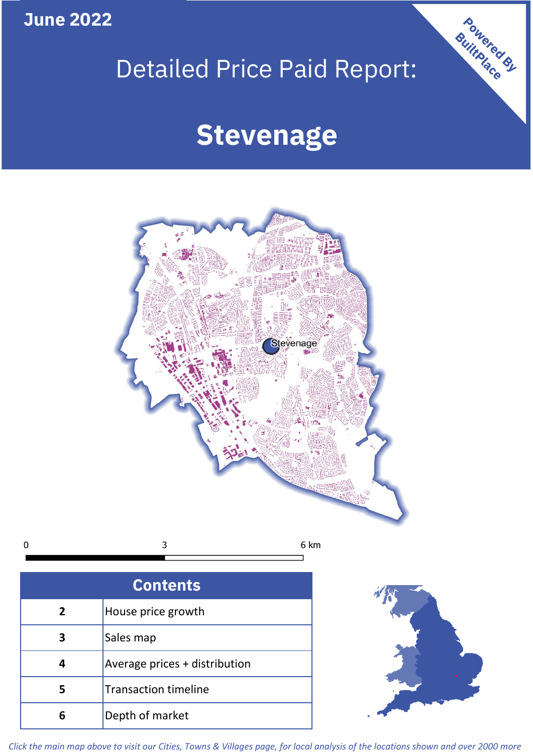June 2022

# Detailed Price Paid Report:

# Stevenage

Powered By BuiltPlace

Stevenage

0 3 6 km

| Contents | |
|---|---|
| 2 | House price growth |
| 3 | Sales map |
| 4 | Average prices + distribution |
| 5 | Transaction timeline |
| 6 | Depth of market |

*Click the main map above to visit our Cities, Towns & Villages page, for local analysis of the locations shown and over 2000 more*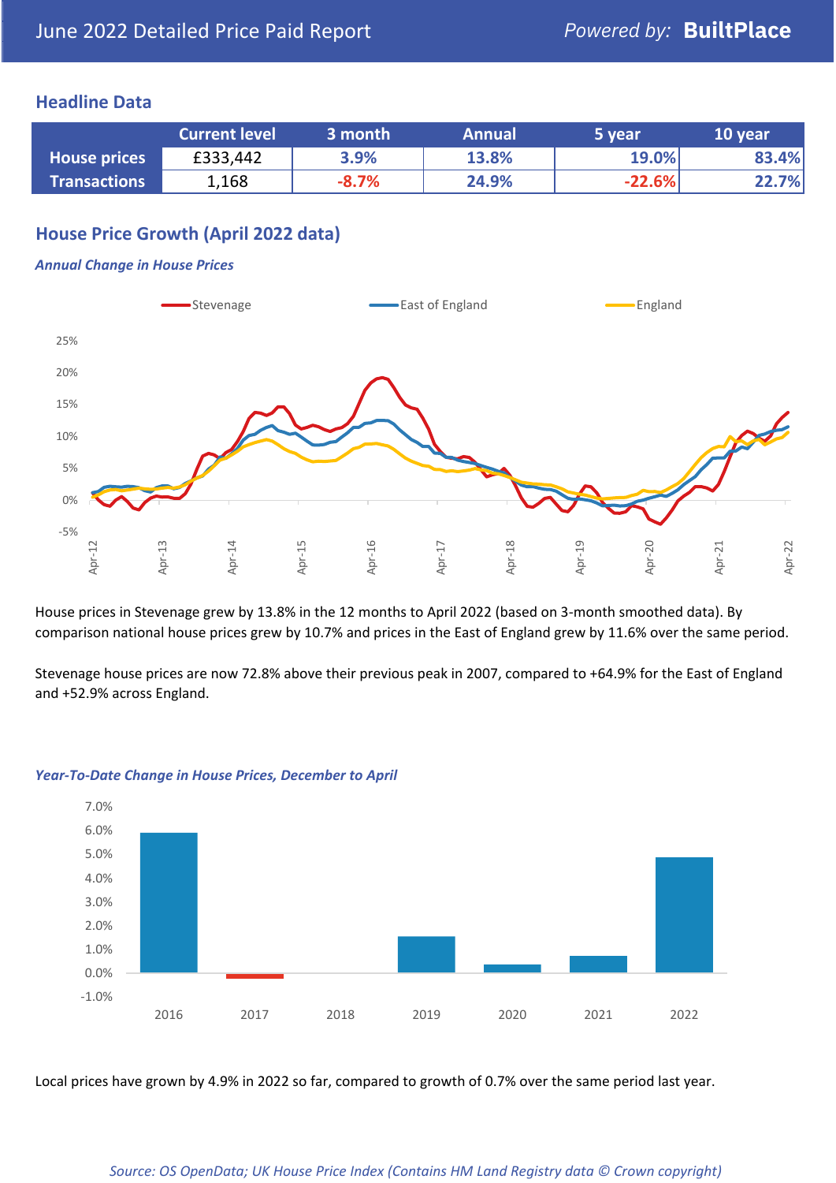# June 2022 Detailed Price Paid Report

Powered by: **BuiltPlace**

## Headline Data

| | Current level | 3 month | Annual | 5 year | 10 year |
|---|---|---|---|---|---|
| **House prices** | £333,442 | 3.9% | 13.8% | 19.0% | 83.4% |
| **Transactions** | 1,168 | -8.7% | 24.9% | -22.6% | 22.7% |

## House Price Growth (April 2022 data)

***Annual Change in House Prices***

House prices in Stevenage grew by 13.8% in the 12 months to April 2022 (based on 3-month smoothed data). By comparison national house prices grew by 10.7% and prices in the East of England grew by 11.6% over the same period.

Stevenage house prices are now 72.8% above their previous peak in 2007, compared to +64.9% for the East of England and +52.9% across England.

***Year-To-Date Change in House Prices, December to April***

Local prices have grown by 4.9% in 2022 so far, compared to growth of 0.7% over the same period last year.

*Source: OS OpenData; UK House Price Index (Contains HM Land Registry data © Crown copyright)*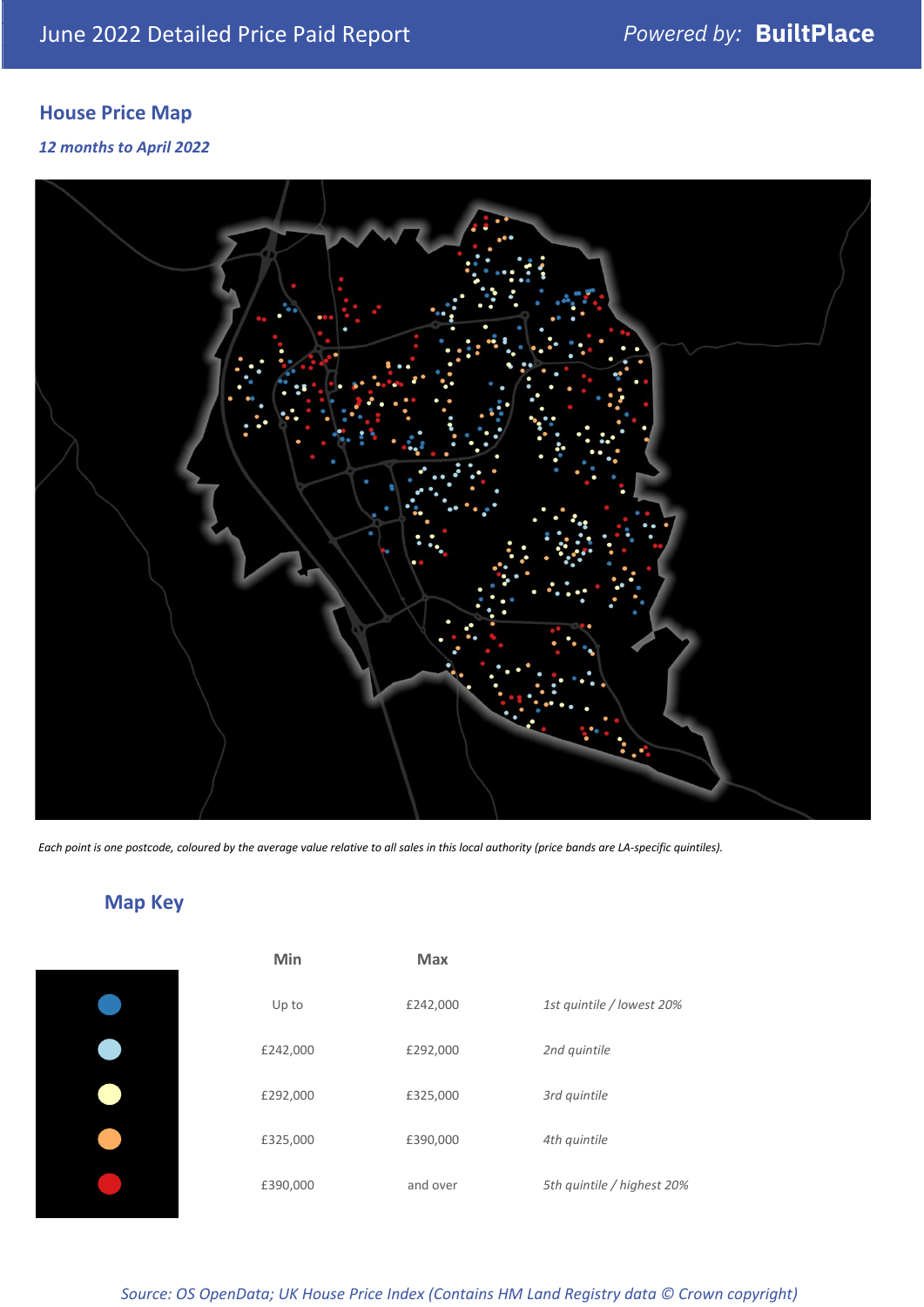## House Price Map

*12 months to April 2022*

*Each point is one postcode, coloured by the average value relative to all sales in this local authority (price bands are LA-specific quintiles).*

## Map Key

| | Min | Max | |
|---|---|---|---|
| | Up to | £242,000 | *1st quintile / lowest 20%* |
| | £242,000 | £292,000 | *2nd quintile* |
| | £292,000 | £325,000 | *3rd quintile* |
| | £325,000 | £390,000 | *4th quintile* |
| | £390,000 | and over | *5th quintile / highest 20%* |

*Source: OS OpenData; UK House Price Index (Contains HM Land Registry data © Crown copyright)*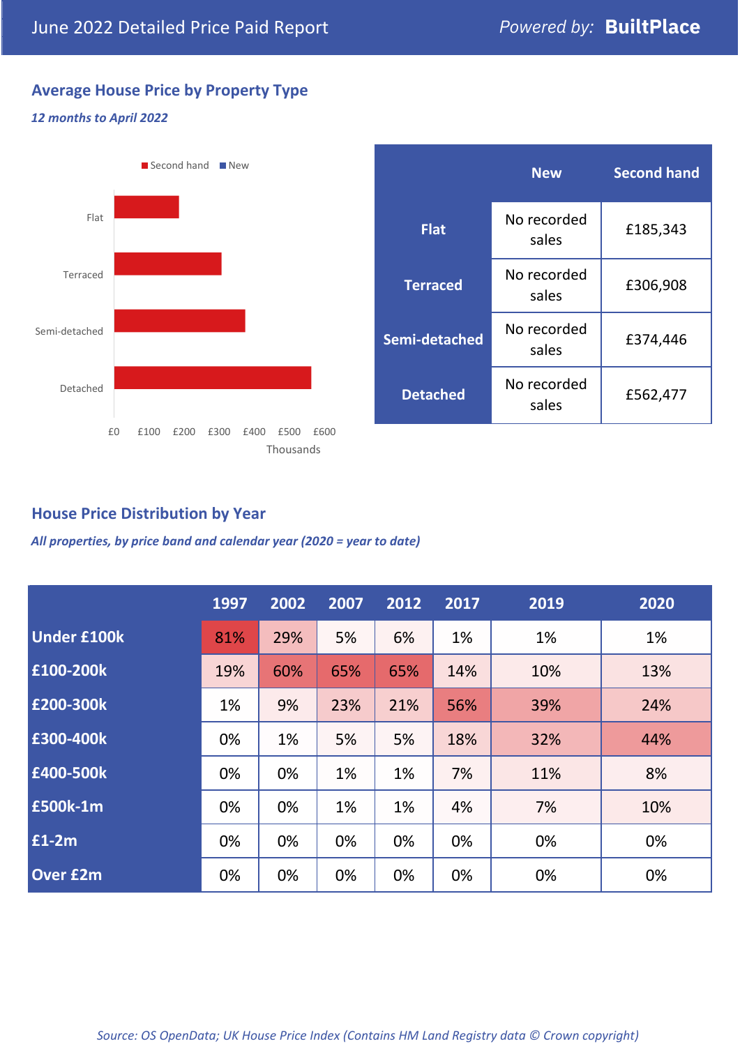June 2022 Detailed Price Paid Report

## Average House Price by Property Type

*12 months to April 2022*

| | New | Second hand |
|---|---|---|
| **Flat** | No recorded sales | £185,343 |
| **Terraced** | No recorded sales | £306,908 |
| **Semi-detached** | No recorded sales | £374,446 |
| **Detached** | No recorded sales | £562,477 |

## House Price Distribution by Year

*All properties, by price band and calendar year (2020 = year to date)*

| | 1997 | 2002 | 2007 | 2012 | 2017 | 2019 | 2020 |
|---|---|---|---|---|---|---|---|
| **Under £100k** | 81% | 29% | 5% | 6% | 1% | 1% | 1% |
| **£100-200k** | 19% | 60% | 65% | 65% | 14% | 10% | 13% |
| **£200-300k** | 1% | 9% | 23% | 21% | 56% | 39% | 24% |
| **£300-400k** | 0% | 1% | 5% | 5% | 18% | 32% | 44% |
| **£400-500k** | 0% | 0% | 1% | 1% | 7% | 11% | 8% |
| **£500k-1m** | 0% | 0% | 1% | 1% | 4% | 7% | 10% |
| **£1-2m** | 0% | 0% | 0% | 0% | 0% | 0% | 0% |
| **Over £2m** | 0% | 0% | 0% | 0% | 0% | 0% | 0% |

*Source: OS OpenData; UK House Price Index (Contains HM Land Registry data © Crown copyright)*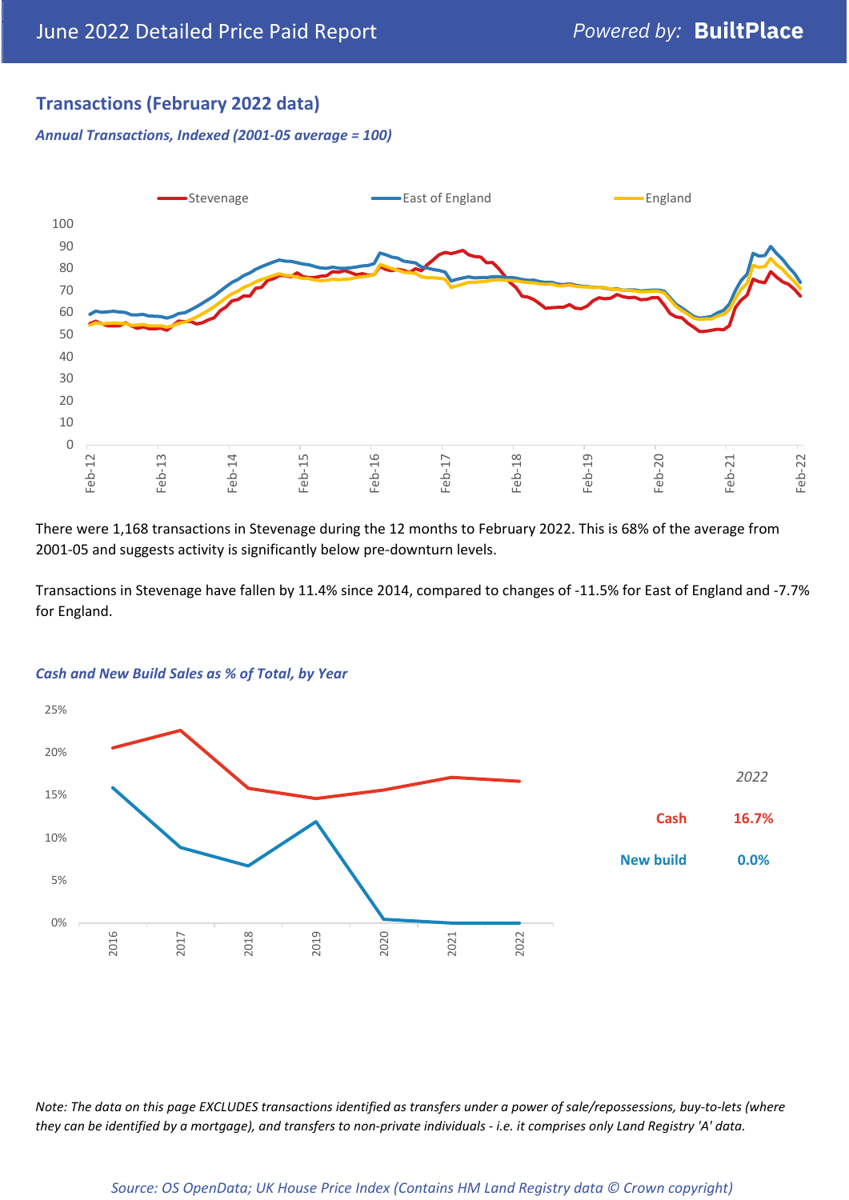## Transactions (February 2022 data)

*Annual Transactions, Indexed (2001-05 average = 100)*

There were 1,168 transactions in Stevenage during the 12 months to February 2022. This is 68% of the average from 2001-05 and suggests activity is significantly below pre-downturn levels.

Transactions in Stevenage have fallen by 11.4% since 2014, compared to changes of -11.5% for East of England and -7.7% for England.

*Cash and New Build Sales as % of Total, by Year*

| 2022 | |
|---|---|
| Cash | 16.7% |
| New build | 0.0% |

*Note: The data on this page EXCLUDES transactions identified as transfers under a power of sale/repossessions, buy-to-lets (where they can be identified by a mortgage), and transfers to non-private individuals - i.e. it comprises only Land Registry 'A' data.*

*Source: OS OpenData; UK House Price Index (Contains HM Land Registry data © Crown copyright)*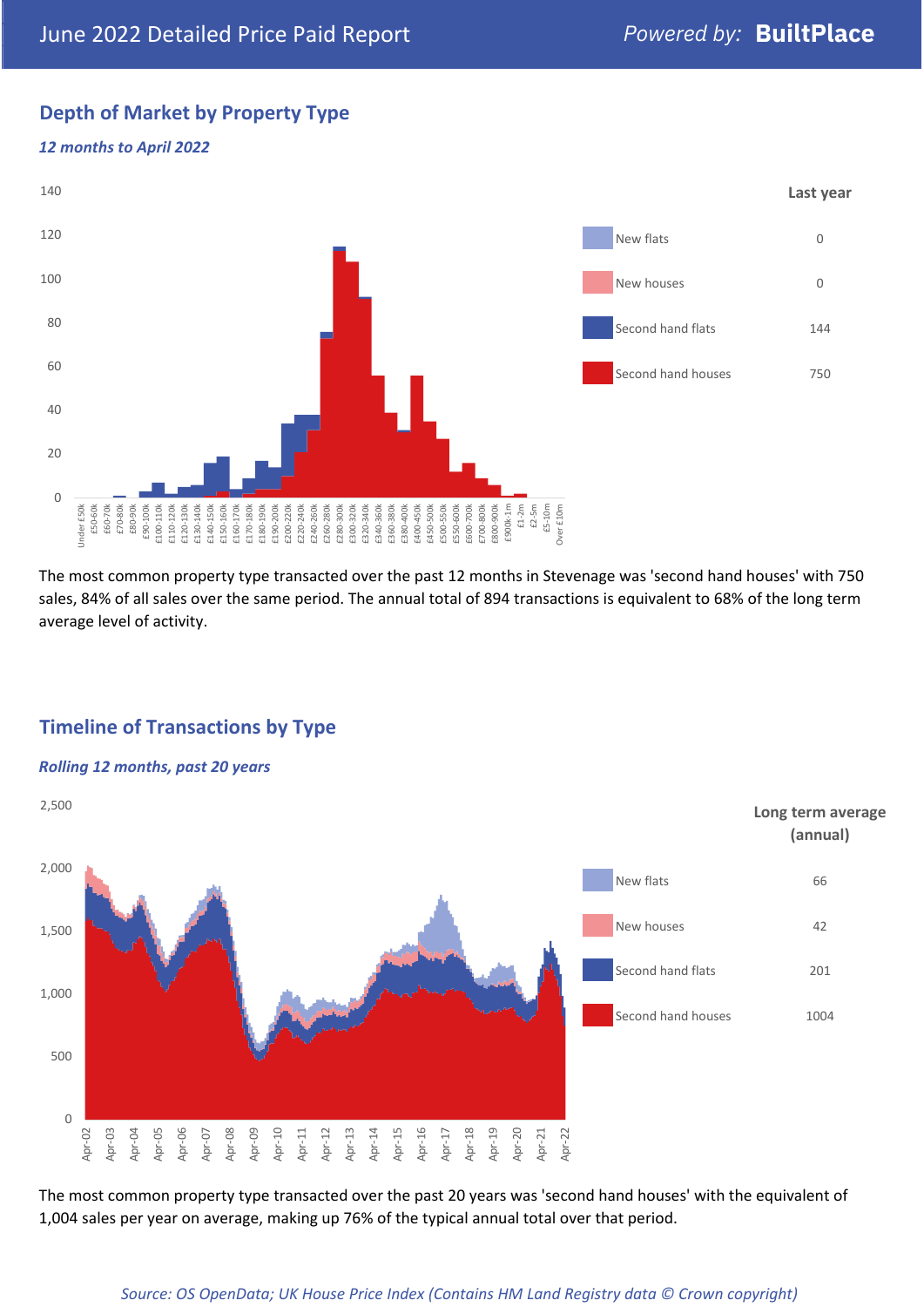June 2022 Detailed Price Paid Report

Powered by: **BuiltPlace**

## Depth of Market by Property Type

*12 months to April 2022*

140
120
100
80
60
40
20
0

Under £50k, £50-60k, £60-70k, £70-80k, £80-90k, £90-100k, £100-110k, £110-120k, £120-130k, £130-140k, £140-150k, £150-160k, £160-170k, £170-180k, £180-190k, £190-200k, £200-220k, £220-240k, £240-260k, £260-280k, £280-300k, £300-320k, £320-340k, £340-360k, £360-380k, £380-400k, £400-450k, £450-500k, £500-550k, £550-600k, £600-700k, £700-800k, £800-900k, £900k-1m, £1-2m, £2-5m, £5-10m, Over £10m

Last year

New flats 0
New houses 0
Second hand flats 144
Second hand houses 750

The most common property type transacted over the past 12 months in Stevenage was 'second hand houses' with 750 sales, 84% of all sales over the same period. The annual total of 894 transactions is equivalent to 68% of the long term average level of activity.

## Timeline of Transactions by Type

*Rolling 12 months, past 20 years*

2,500
2,000
1,500
1,000
500
0

Apr-02, Apr-03, Apr-04, Apr-05, Apr-06, Apr-07, Apr-08, Apr-09, Apr-10, Apr-11, Apr-12, Apr-13, Apr-14, Apr-15, Apr-16, Apr-17, Apr-18, Apr-19, Apr-20, Apr-21, Apr-22

Long term average (annual)

New flats 66
New houses 42
Second hand flats 201
Second hand houses 1004

The most common property type transacted over the past 20 years was 'second hand houses' with the equivalent of 1,004 sales per year on average, making up 76% of the typical annual total over that period.

*Source: OS OpenData; UK House Price Index (Contains HM Land Registry data © Crown copyright)*